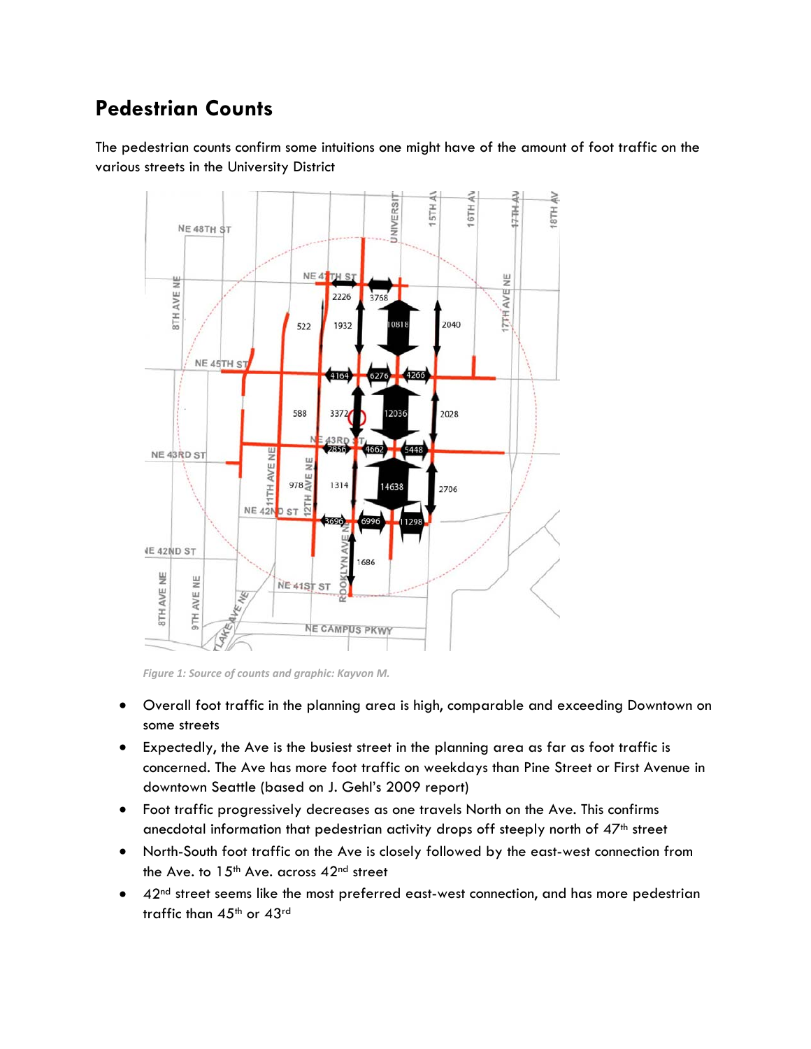## Pedestrian Counts

The pedestrian counts confirm some intuitions one might have of the amount of foot traffic on the various streets in the University District

*Figure 1: Source of counts and graphic: Kayvon M.*

- Overall foot traffic in the planning area is high, comparable and exceeding Downtown on some streets
- Expectedly, the Ave is the busiest street in the planning area as far as foot traffic is concerned. The Ave has more foot traffic on weekdays than Pine Street or First Avenue in downtown Seattle (based on J. Gehl's 2009 report)
- Foot traffic progressively decreases as one travels North on the Ave. This confirms anecdotal information that pedestrian activity drops off steeply north of 47th street
- North-South foot traffic on the Ave is closely followed by the east-west connection from the Ave. to 15th Ave. across 42nd street
- 42nd street seems like the most preferred east-west connection, and has more pedestrian traffic than 45th or 43rd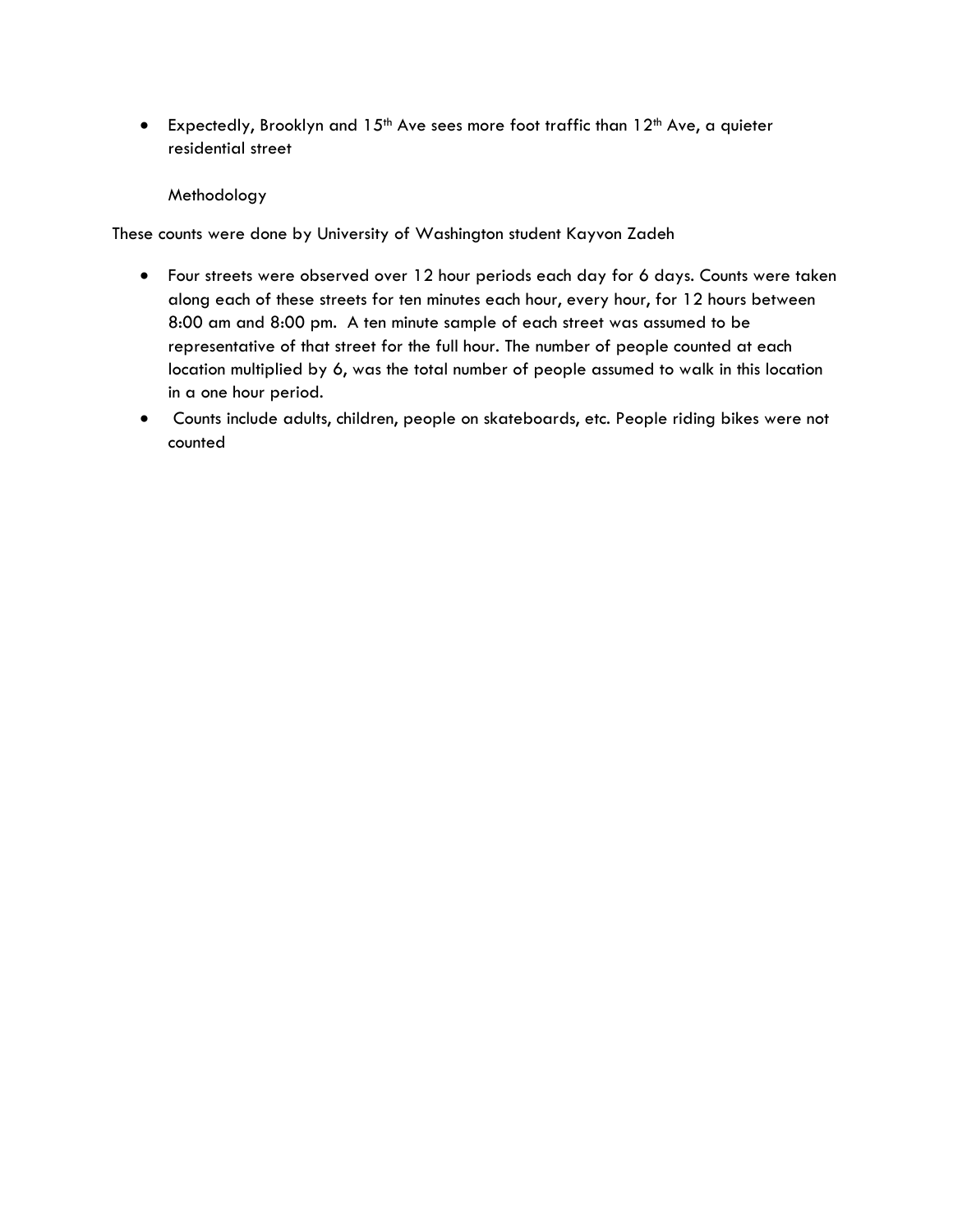- Expectedly, Brooklyn and 15th Ave sees more foot traffic than 12th Ave, a quieter residential street

Methodology

These counts were done by University of Washington student Kayvon Zadeh

- Four streets were observed over 12 hour periods each day for 6 days. Counts were taken along each of these streets for ten minutes each hour, every hour, for 12 hours between 8:00 am and 8:00 pm. A ten minute sample of each street was assumed to be representative of that street for the full hour. The number of people counted at each location multiplied by 6, was the total number of people assumed to walk in this location in a one hour period.
- Counts include adults, children, people on skateboards, etc. People riding bikes were not counted